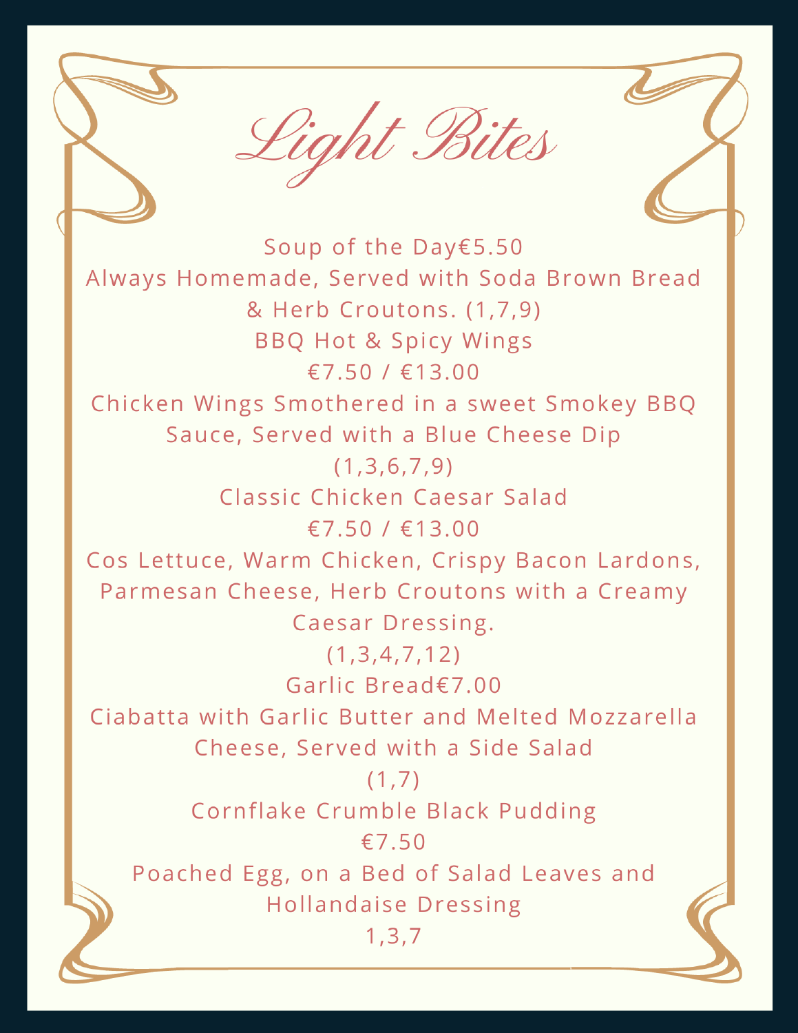# Light Bites

Soup of the Day€5.50

Always Homemade, Served with Soda Brown Bread & Herb Croutons. (1,7,9)

BBQ Hot & Spicy Wings

€7.50 / €13.00

Chicken Wings Smothered in a sweet Smokey BBQ Sauce, Served with a Blue Cheese Dip

(1,3,6,7,9)

Classic Chicken Caesar Salad

€7.50 / €13.00

Cos Lettuce, Warm Chicken, Crispy Bacon Lardons, Parmesan Cheese, Herb Croutons with a Creamy Caesar Dressing.

(1,3,4,7,12)

Garlic Bread€7.00

Ciabatta with Garlic Butter and Melted Mozzarella Cheese, Served with a Side Salad

(1,7)

Cornflake Crumble Black Pudding

€7.50

Poached Egg, on a Bed of Salad Leaves and Hollandaise Dressing

1,3,7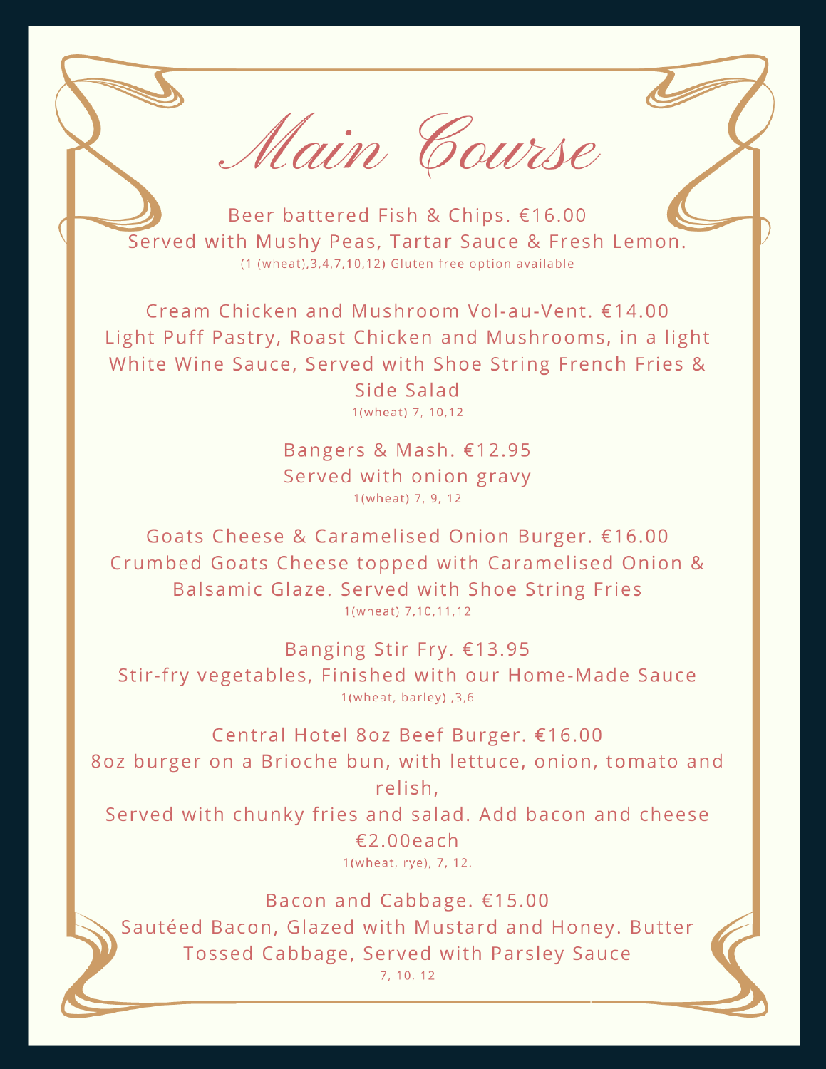# Main Course

Beer battered Fish & Chips. €16.00
Served with Mushy Peas, Tartar Sauce & Fresh Lemon.
(1 (wheat),3,4,7,10,12) Gluten free option available

Cream Chicken and Mushroom Vol-au-Vent. €14.00
Light Puff Pastry, Roast Chicken and Mushrooms, in a light White Wine Sauce, Served with Shoe String French Fries & Side Salad
1(wheat) 7, 10,12

Bangers & Mash. €12.95
Served with onion gravy
1(wheat) 7, 9, 12

Goats Cheese & Caramelised Onion Burger. €16.00
Crumbed Goats Cheese topped with Caramelised Onion & Balsamic Glaze. Served with Shoe String Fries
1(wheat) 7,10,11,12

Banging Stir Fry. €13.95
Stir-fry vegetables, Finished with our Home-Made Sauce
1(wheat, barley) ,3,6

Central Hotel 8oz Beef Burger. €16.00
8oz burger on a Brioche bun, with lettuce, onion, tomato and relish,
Served with chunky fries and salad. Add bacon and cheese €2.00each
1(wheat, rye), 7, 12.

Bacon and Cabbage. €15.00
Sautéed Bacon, Glazed with Mustard and Honey. Butter Tossed Cabbage, Served with Parsley Sauce
7, 10, 12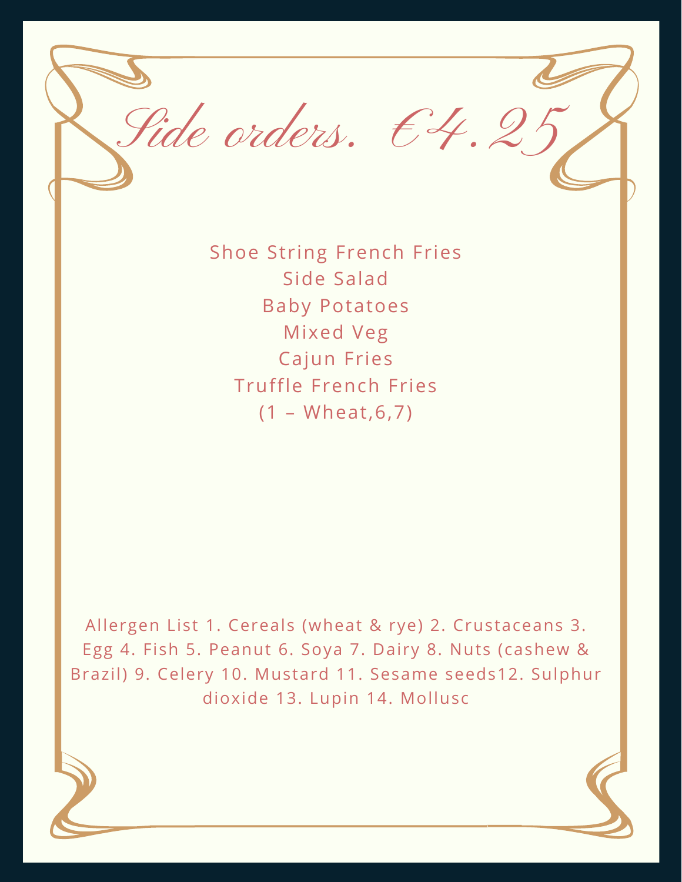# Side orders. €4.25

Shoe String French Fries
Side Salad
Baby Potatoes
Mixed Veg
Cajun Fries
Truffle French Fries
(1 – Wheat,6,7)

Allergen List 1. Cereals (wheat & rye) 2. Crustaceans 3. Egg 4. Fish 5. Peanut 6. Soya 7. Dairy 8. Nuts (cashew & Brazil) 9. Celery 10. Mustard 11. Sesame seeds12. Sulphur dioxide 13. Lupin 14. Mollusc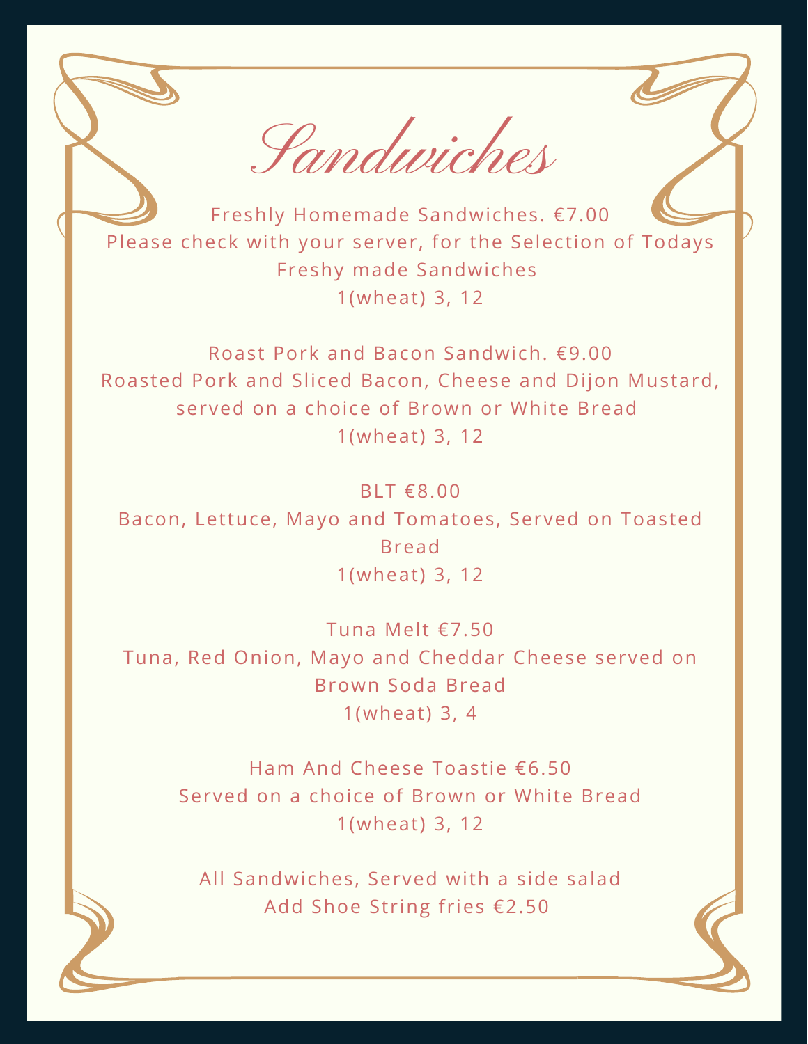# Sandwiches

Freshly Homemade Sandwiches. €7.00
Please check with your server, for the Selection of Todays Freshy made Sandwiches
1(wheat) 3, 12

Roast Pork and Bacon Sandwich. €9.00
Roasted Pork and Sliced Bacon, Cheese and Dijon Mustard, served on a choice of Brown or White Bread
1(wheat) 3, 12

BLT €8.00
Bacon, Lettuce, Mayo and Tomatoes, Served on Toasted Bread
1(wheat) 3, 12

Tuna Melt €7.50
Tuna, Red Onion, Mayo and Cheddar Cheese served on Brown Soda Bread
1(wheat) 3, 4

Ham And Cheese Toastie €6.50
Served on a choice of Brown or White Bread
1(wheat) 3, 12

All Sandwiches, Served with a side salad
Add Shoe String fries €2.50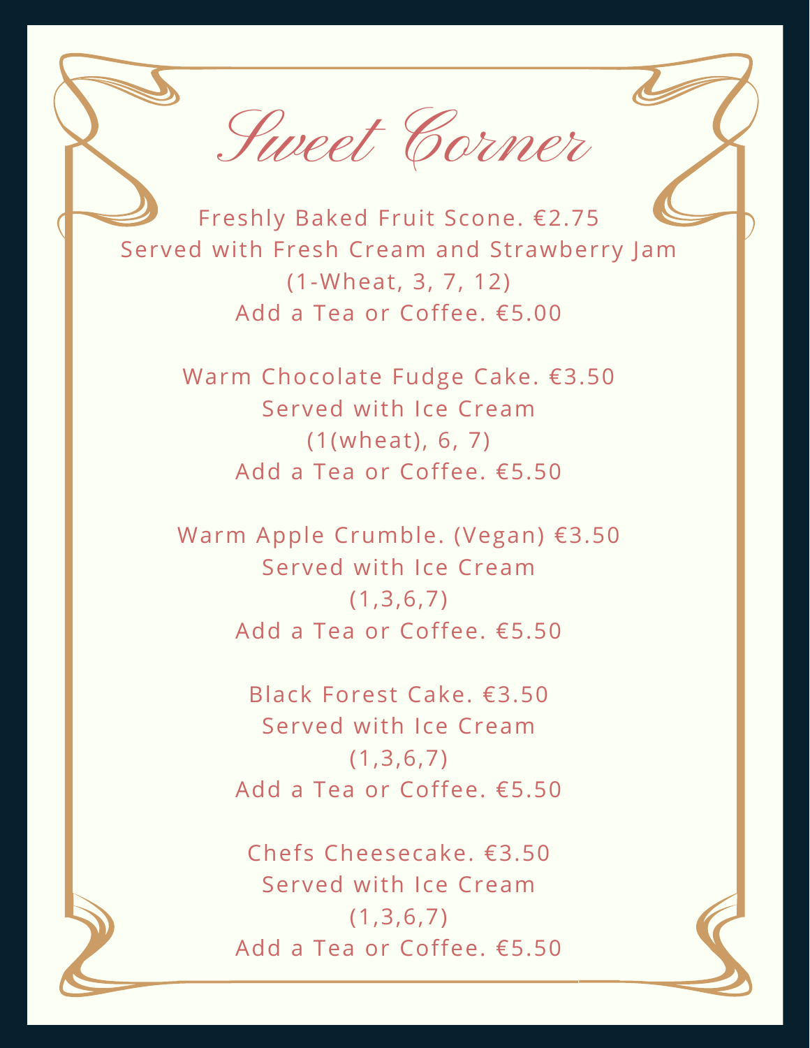# Sweet Corner

Freshly Baked Fruit Scone. €2.75
Served with Fresh Cream and Strawberry Jam
(1-Wheat, 3, 7, 12)
Add a Tea or Coffee. €5.00

Warm Chocolate Fudge Cake. €3.50
Served with Ice Cream
(1(wheat), 6, 7)
Add a Tea or Coffee. €5.50

Warm Apple Crumble. (Vegan) €3.50
Served with Ice Cream
(1,3,6,7)
Add a Tea or Coffee. €5.50

Black Forest Cake. €3.50
Served with Ice Cream
(1,3,6,7)
Add a Tea or Coffee. €5.50

Chefs Cheesecake. €3.50
Served with Ice Cream
(1,3,6,7)
Add a Tea or Coffee. €5.50